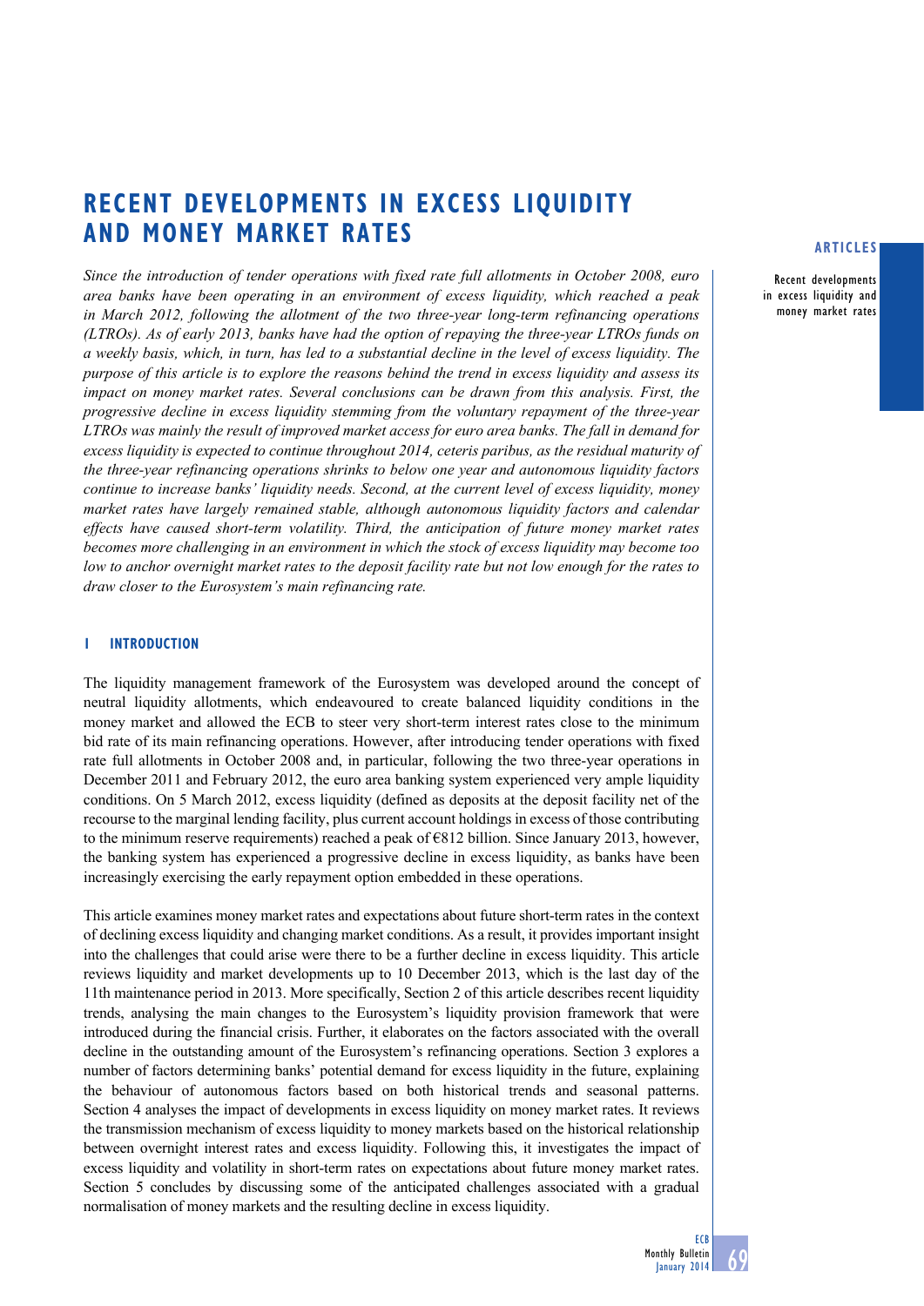# RECENT DEVELOPMENTS IN EXCESS LIQUIDITY AND MONEY MARKET RATES

*Since the introduction of tender operations with fixed rate full allotments in October 2008, euro area banks have been operating in an environment of excess liquidity, which reached a peak in March 2012, following the allotment of the two three-year long-term refinancing operations (LTROs). As of early 2013, banks have had the option of repaying the three-year LTROs funds on a weekly basis, which, in turn, has led to a substantial decline in the level of excess liquidity. The purpose of this article is to explore the reasons behind the trend in excess liquidity and assess its impact on money market rates. Several conclusions can be drawn from this analysis. First, the progressive decline in excess liquidity stemming from the voluntary repayment of the three-year LTROs was mainly the result of improved market access for euro area banks. The fall in demand for excess liquidity is expected to continue throughout 2014, ceteris paribus, as the residual maturity of the three-year refinancing operations shrinks to below one year and autonomous liquidity factors continue to increase banks' liquidity needs. Second, at the current level of excess liquidity, money market rates have largely remained stable, although autonomous liquidity factors and calendar effects have caused short-term volatility. Third, the anticipation of future money market rates becomes more challenging in an environment in which the stock of excess liquidity may become too low to anchor overnight market rates to the deposit facility rate but not low enough for the rates to draw closer to the Eurosystem's main refinancing rate.*

## 1 INTRODUCTION

The liquidity management framework of the Eurosystem was developed around the concept of neutral liquidity allotments, which endeavoured to create balanced liquidity conditions in the money market and allowed the ECB to steer very short-term interest rates close to the minimum bid rate of its main refinancing operations. However, after introducing tender operations with fixed rate full allotments in October 2008 and, in particular, following the two three-year operations in December 2011 and February 2012, the euro area banking system experienced very ample liquidity conditions. On 5 March 2012, excess liquidity (defined as deposits at the deposit facility net of the recourse to the marginal lending facility, plus current account holdings in excess of those contributing to the minimum reserve requirements) reached a peak of €812 billion. Since January 2013, however, the banking system has experienced a progressive decline in excess liquidity, as banks have been increasingly exercising the early repayment option embedded in these operations.

This article examines money market rates and expectations about future short-term rates in the context of declining excess liquidity and changing market conditions. As a result, it provides important insight into the challenges that could arise were there to be a further decline in excess liquidity. This article reviews liquidity and market developments up to 10 December 2013, which is the last day of the 11th maintenance period in 2013. More specifically, Section 2 of this article describes recent liquidity trends, analysing the main changes to the Eurosystem's liquidity provision framework that were introduced during the financial crisis. Further, it elaborates on the factors associated with the overall decline in the outstanding amount of the Eurosystem's refinancing operations. Section 3 explores a number of factors determining banks' potential demand for excess liquidity in the future, explaining the behaviour of autonomous factors based on both historical trends and seasonal patterns. Section 4 analyses the impact of developments in excess liquidity on money market rates. It reviews the transmission mechanism of excess liquidity to money markets based on the historical relationship between overnight interest rates and excess liquidity. Following this, it investigates the impact of excess liquidity and volatility in short-term rates on expectations about future money market rates. Section 5 concludes by discussing some of the anticipated challenges associated with a gradual normalisation of money markets and the resulting decline in excess liquidity.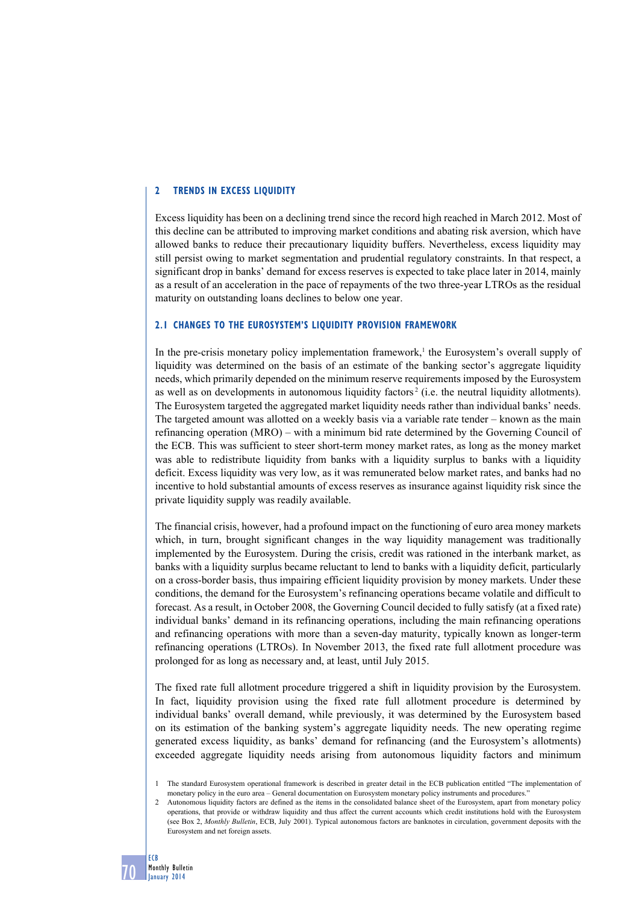## 2 TRENDS IN EXCESS LIQUIDITY

Excess liquidity has been on a declining trend since the record high reached in March 2012. Most of this decline can be attributed to improving market conditions and abating risk aversion, which have allowed banks to reduce their precautionary liquidity buffers. Nevertheless, excess liquidity may still persist owing to market segmentation and prudential regulatory constraints. In that respect, a significant drop in banks' demand for excess reserves is expected to take place later in 2014, mainly as a result of an acceleration in the pace of repayments of the two three-year LTROs as the residual maturity on outstanding loans declines to below one year.

### 2.1 CHANGES TO THE EUROSYSTEM'S LIQUIDITY PROVISION FRAMEWORK

In the pre-crisis monetary policy implementation framework,[1] the Eurosystem's overall supply of liquidity was determined on the basis of an estimate of the banking sector's aggregate liquidity needs, which primarily depended on the minimum reserve requirements imposed by the Eurosystem as well as on developments in autonomous liquidity factors[2] (i.e. the neutral liquidity allotments). The Eurosystem targeted the aggregated market liquidity needs rather than individual banks' needs. The targeted amount was allotted on a weekly basis via a variable rate tender – known as the main refinancing operation (MRO) – with a minimum bid rate determined by the Governing Council of the ECB. This was sufficient to steer short-term money market rates, as long as the money market was able to redistribute liquidity from banks with a liquidity surplus to banks with a liquidity deficit. Excess liquidity was very low, as it was remunerated below market rates, and banks had no incentive to hold substantial amounts of excess reserves as insurance against liquidity risk since the private liquidity supply was readily available.

The financial crisis, however, had a profound impact on the functioning of euro area money markets which, in turn, brought significant changes in the way liquidity management was traditionally implemented by the Eurosystem. During the crisis, credit was rationed in the interbank market, as banks with a liquidity surplus became reluctant to lend to banks with a liquidity deficit, particularly on a cross-border basis, thus impairing efficient liquidity provision by money markets. Under these conditions, the demand for the Eurosystem's refinancing operations became volatile and difficult to forecast. As a result, in October 2008, the Governing Council decided to fully satisfy (at a fixed rate) individual banks' demand in its refinancing operations, including the main refinancing operations and refinancing operations with more than a seven-day maturity, typically known as longer-term refinancing operations (LTROs). In November 2013, the fixed rate full allotment procedure was prolonged for as long as necessary and, at least, until July 2015.

The fixed rate full allotment procedure triggered a shift in liquidity provision by the Eurosystem. In fact, liquidity provision using the fixed rate full allotment procedure is determined by individual banks' overall demand, while previously, it was determined by the Eurosystem based on its estimation of the banking system's aggregate liquidity needs. The new operating regime generated excess liquidity, as banks' demand for refinancing (and the Eurosystem's allotments) exceeded aggregate liquidity needs arising from autonomous liquidity factors and minimum

1 The standard Eurosystem operational framework is described in greater detail in the ECB publication entitled "The implementation of monetary policy in the euro area – General documentation on Eurosystem monetary policy instruments and procedures."

2 Autonomous liquidity factors are defined as the items in the consolidated balance sheet of the Eurosystem, apart from monetary policy operations, that provide or withdraw liquidity and thus affect the current accounts which credit institutions hold with the Eurosystem (see Box 2, *Monthly Bulletin*, ECB, July 2001). Typical autonomous factors are banknotes in circulation, government deposits with the Eurosystem and net foreign assets.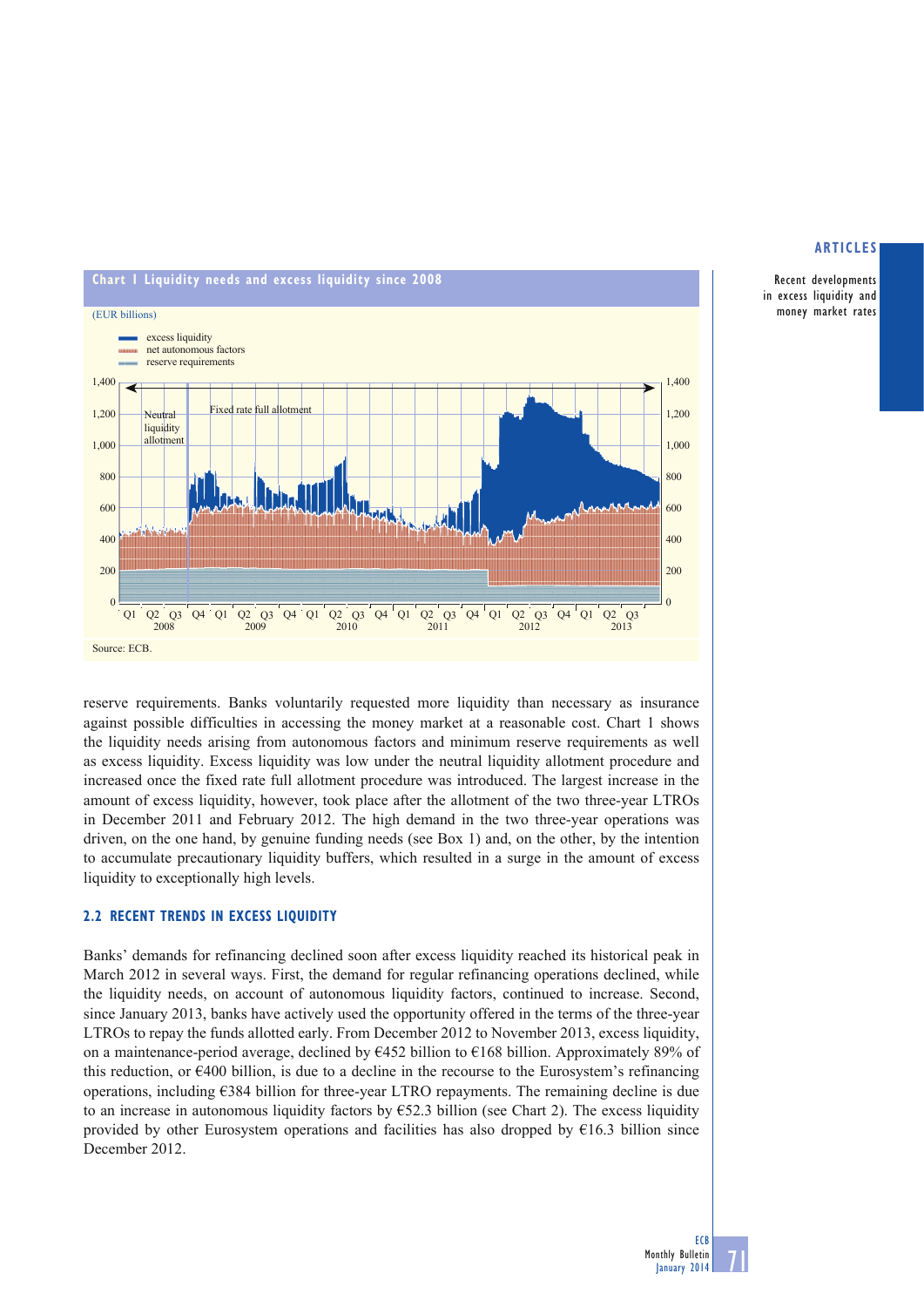**Chart 1 Liquidity needs and excess liquidity since 2008**

(EUR billions)

- excess liquidity
- net autonomous factors
- reserve requirements

Source: ECB.

reserve requirements. Banks voluntarily requested more liquidity than necessary as insurance against possible difficulties in accessing the money market at a reasonable cost. Chart 1 shows the liquidity needs arising from autonomous factors and minimum reserve requirements as well as excess liquidity. Excess liquidity was low under the neutral liquidity allotment procedure and increased once the fixed rate full allotment procedure was introduced. The largest increase in the amount of excess liquidity, however, took place after the allotment of the two three-year LTROs in December 2011 and February 2012. The high demand in the two three-year operations was driven, on the one hand, by genuine funding needs (see Box 1) and, on the other, by the intention to accumulate precautionary liquidity buffers, which resulted in a surge in the amount of excess liquidity to exceptionally high levels.

### 2.2 RECENT TRENDS IN EXCESS LIQUIDITY

Banks' demands for refinancing declined soon after excess liquidity reached its historical peak in March 2012 in several ways. First, the demand for regular refinancing operations declined, while the liquidity needs, on account of autonomous liquidity factors, continued to increase. Second, since January 2013, banks have actively used the opportunity offered in the terms of the three-year LTROs to repay the funds allotted early. From December 2012 to November 2013, excess liquidity, on a maintenance-period average, declined by €452 billion to €168 billion. Approximately 89% of this reduction, or €400 billion, is due to a decline in the recourse to the Eurosystem's refinancing operations, including €384 billion for three-year LTRO repayments. The remaining decline is due to an increase in autonomous liquidity factors by €52.3 billion (see Chart 2). The excess liquidity provided by other Eurosystem operations and facilities has also dropped by €16.3 billion since December 2012.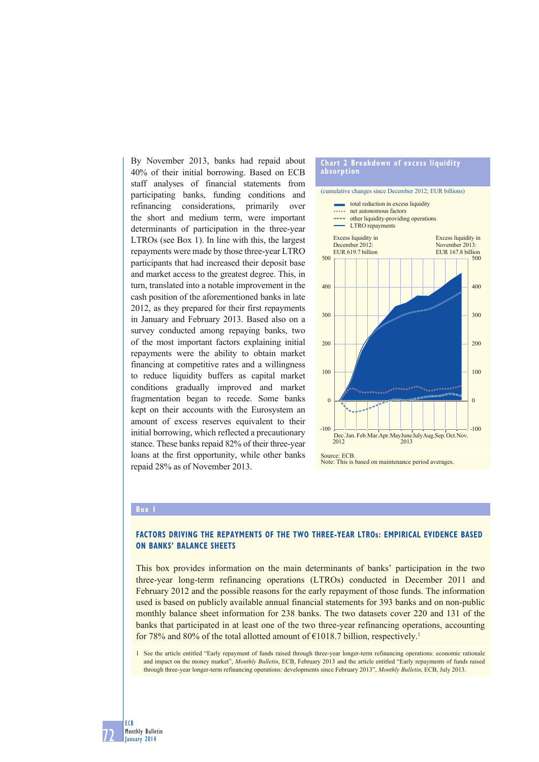By November 2013, banks had repaid about 40% of their initial borrowing. Based on ECB staff analyses of financial statements from participating banks, funding conditions and refinancing considerations, primarily over the short and medium term, were important determinants of participation in the three-year LTROs (see Box 1). In line with this, the largest repayments were made by those three-year LTRO participants that had increased their deposit base and market access to the greatest degree. This, in turn, translated into a notable improvement in the cash position of the aforementioned banks in late 2012, as they prepared for their first repayments in January and February 2013. Based also on a survey conducted among repaying banks, two of the most important factors explaining initial repayments were the ability to obtain market financing at competitive rates and a willingness to reduce liquidity buffers as capital market conditions gradually improved and market fragmentation began to recede. Some banks kept on their accounts with the Eurosystem an amount of excess reserves equivalent to their initial borrowing, which reflected a precautionary stance. These banks repaid 82% of their three-year loans at the first opportunity, while other banks repaid 28% as of November 2013.

**Chart 2 Breakdown of excess liquidity absorption**

(cumulative changes since December 2012; EUR billions)

- total reduction in excess liquidity
- net autonomous factors
- other liquidity-providing operations
- LTRO repayments

Excess liquidity in December 2012: EUR 619.7 billion

Excess liquidity in November 2013: EUR 167.8 billion

Source: ECB.
Note: This is based on maintenance period averages.

## Box 1

### FACTORS DRIVING THE REPAYMENTS OF THE TWO THREE-YEAR LTROs: EMPIRICAL EVIDENCE BASED ON BANKS' BALANCE SHEETS

This box provides information on the main determinants of banks' participation in the two three-year long-term refinancing operations (LTROs) conducted in December 2011 and February 2012 and the possible reasons for the early repayment of those funds. The information used is based on publicly available annual financial statements for 393 banks and on non-public monthly balance sheet information for 238 banks. The two datasets cover 220 and 131 of the banks that participated in at least one of the two three-year refinancing operations, accounting for 78% and 80% of the total allotted amount of €1018.7 billion, respectively.[1]

1 See the article entitled "Early repayment of funds raised through three-year longer-term refinancing operations: economic rationale and impact on the money market", *Monthly Bulletin*, ECB, February 2013 and the article entitled "Early repayments of funds raised through three-year longer-term refinancing operations: developments since February 2013", *Monthly Bulletin*, ECB, July 2013.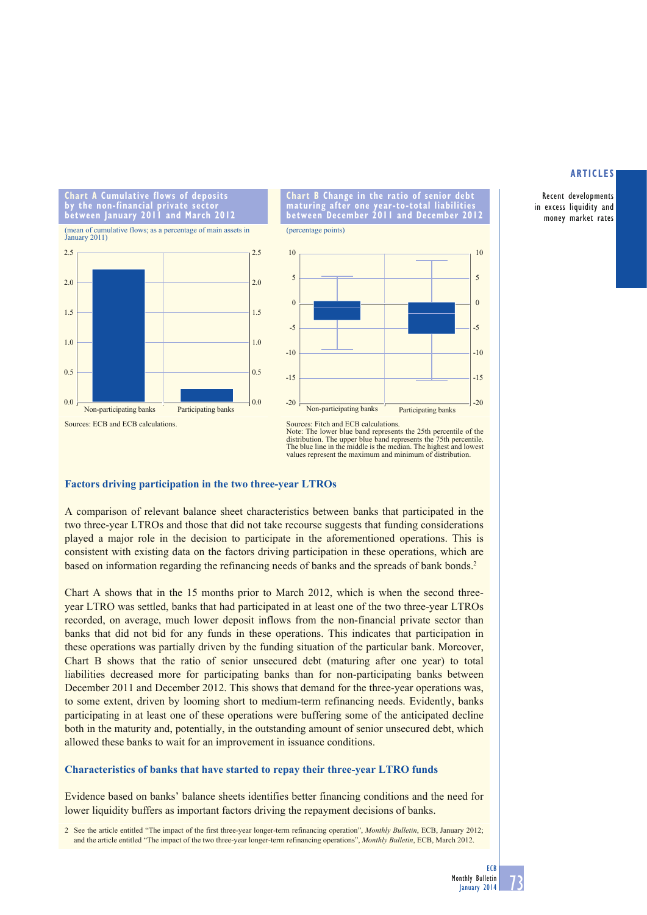**Chart A Cumulative flows of deposits by the non-financial private sector between January 2011 and March 2012**

(mean of cumulative flows; as a percentage of main assets in January 2011)

Sources: ECB and ECB calculations.

**Chart B Change in the ratio of senior debt maturing after one year-to-total liabilities between December 2011 and December 2012**

(percentage points)

Sources: Fitch and ECB calculations.
Note: The lower blue band represents the 25th percentile of the distribution. The upper blue band represents the 75th percentile. The blue line in the middle is the median. The highest and lowest values represent the maximum and minimum of distribution.

### Factors driving participation in the two three-year LTROs

A comparison of relevant balance sheet characteristics between banks that participated in the two three-year LTROs and those that did not take recourse suggests that funding considerations played a major role in the decision to participate in the aforementioned operations. This is consistent with existing data on the factors driving participation in these operations, which are based on information regarding the refinancing needs of banks and the spreads of bank bonds.[2]

Chart A shows that in the 15 months prior to March 2012, which is when the second three-year LTRO was settled, banks that had participated in at least one of the two three-year LTROs recorded, on average, much lower deposit inflows from the non-financial private sector than banks that did not bid for any funds in these operations. This indicates that participation in these operations was partially driven by the funding situation of the particular bank. Moreover, Chart B shows that the ratio of senior unsecured debt (maturing after one year) to total liabilities decreased more for participating banks than for non-participating banks between December 2011 and December 2012. This shows that demand for the three-year operations was, to some extent, driven by looming short to medium-term refinancing needs. Evidently, banks participating in at least one of these operations were buffering some of the anticipated decline both in the maturity and, potentially, in the outstanding amount of senior unsecured debt, which allowed these banks to wait for an improvement in issuance conditions.

### Characteristics of banks that have started to repay their three-year LTRO funds

Evidence based on banks' balance sheets identifies better financing conditions and the need for lower liquidity buffers as important factors driving the repayment decisions of banks.

2 See the article entitled "The impact of the first three-year longer-term refinancing operation", *Monthly Bulletin*, ECB, January 2012; and the article entitled "The impact of the two three-year longer-term refinancing operations", *Monthly Bulletin*, ECB, March 2012.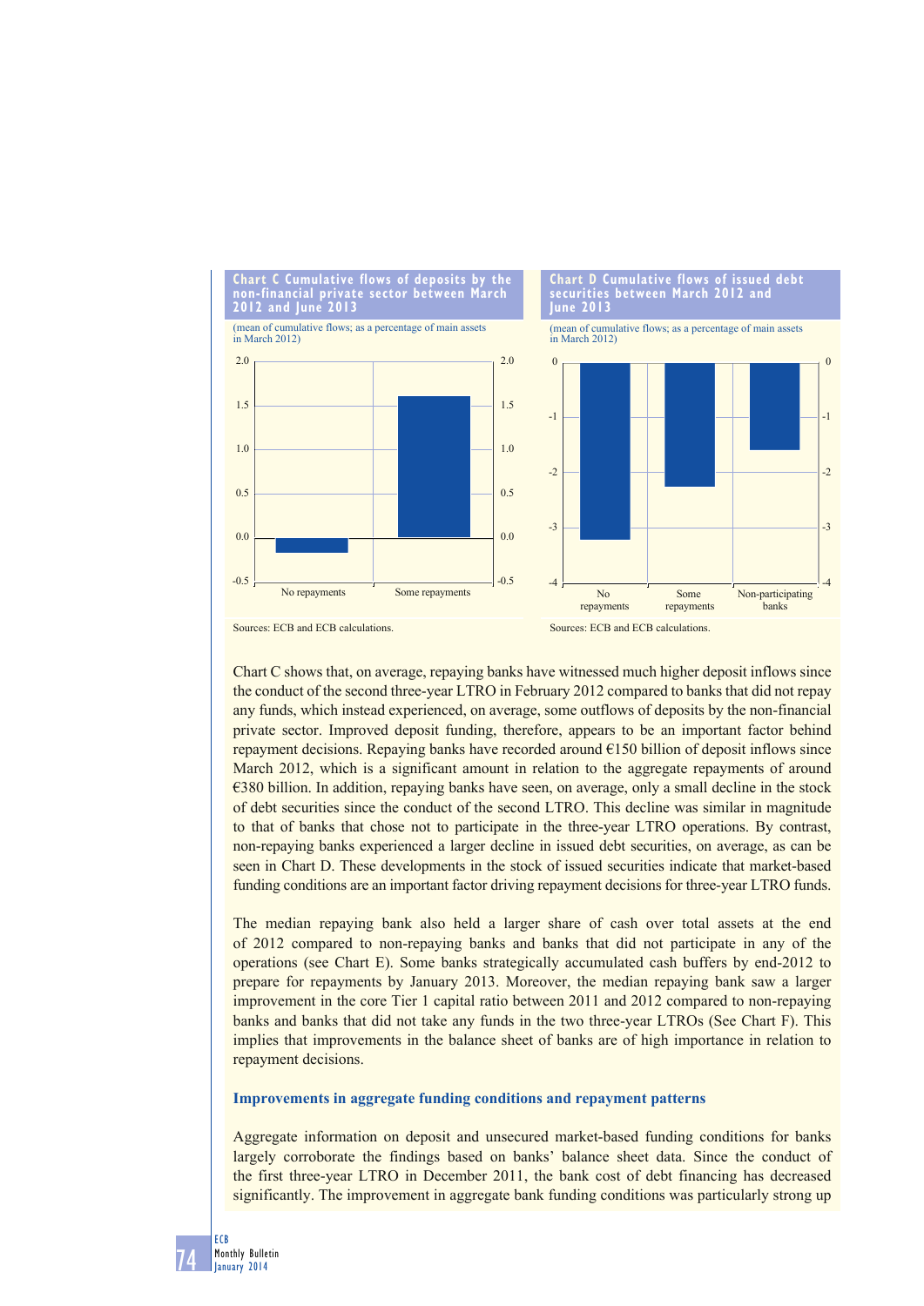**Chart C Cumulative flows of deposits by the non-financial private sector between March 2012 and June 2013**

(mean of cumulative flows; as a percentage of main assets in March 2012)

Sources: ECB and ECB calculations.

**Chart D Cumulative flows of issued debt securities between March 2012 and June 2013**

(mean of cumulative flows; as a percentage of main assets in March 2012)

Sources: ECB and ECB calculations.

Chart C shows that, on average, repaying banks have witnessed much higher deposit inflows since the conduct of the second three-year LTRO in February 2012 compared to banks that did not repay any funds, which instead experienced, on average, some outflows of deposits by the non-financial private sector. Improved deposit funding, therefore, appears to be an important factor behind repayment decisions. Repaying banks have recorded around €150 billion of deposit inflows since March 2012, which is a significant amount in relation to the aggregate repayments of around €380 billion. In addition, repaying banks have seen, on average, only a small decline in the stock of debt securities since the conduct of the second LTRO. This decline was similar in magnitude to that of banks that chose not to participate in the three-year LTRO operations. By contrast, non-repaying banks experienced a larger decline in issued debt securities, on average, as can be seen in Chart D. These developments in the stock of issued securities indicate that market-based funding conditions are an important factor driving repayment decisions for three-year LTRO funds.

The median repaying bank also held a larger share of cash over total assets at the end of 2012 compared to non-repaying banks and banks that did not participate in any of the operations (see Chart E). Some banks strategically accumulated cash buffers by end-2012 to prepare for repayments by January 2013. Moreover, the median repaying bank saw a larger improvement in the core Tier 1 capital ratio between 2011 and 2012 compared to non-repaying banks and banks that did not take any funds in the two three-year LTROs (See Chart F). This implies that improvements in the balance sheet of banks are of high importance in relation to repayment decisions.

### Improvements in aggregate funding conditions and repayment patterns

Aggregate information on deposit and unsecured market-based funding conditions for banks largely corroborate the findings based on banks' balance sheet data. Since the conduct of the first three-year LTRO in December 2011, the bank cost of debt financing has decreased significantly. The improvement in aggregate bank funding conditions was particularly strong up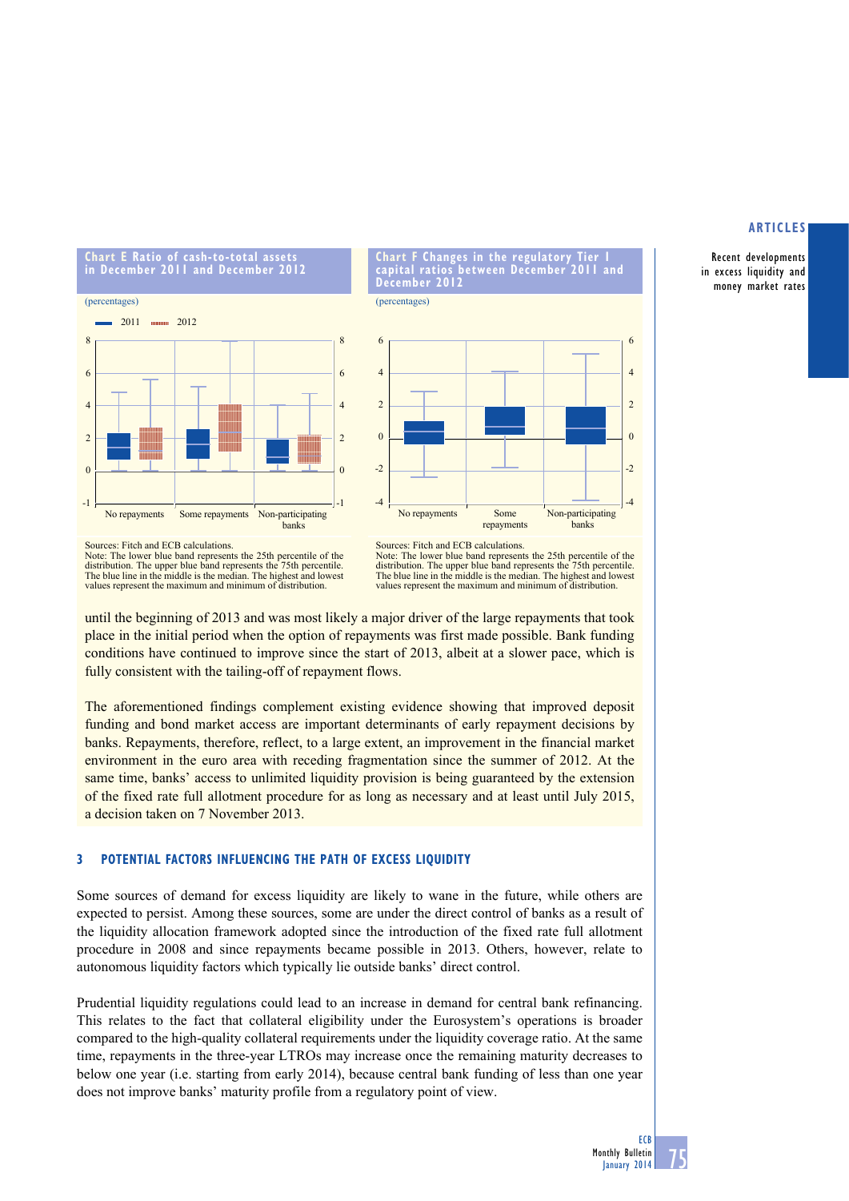**Chart E Ratio of cash-to-total assets in December 2011 and December 2012**

(percentages)

Sources: Fitch and ECB calculations.
Note: The lower blue band represents the 25th percentile of the distribution. The upper blue band represents the 75th percentile. The blue line in the middle is the median. The highest and lowest values represent the maximum and minimum of distribution.

**Chart F Changes in the regulatory Tier 1 capital ratios between December 2011 and December 2012**

(percentages)

Sources: Fitch and ECB calculations.
Note: The lower blue band represents the 25th percentile of the distribution. The upper blue band represents the 75th percentile. The blue line in the middle is the median. The highest and lowest values represent the maximum and minimum of distribution.

until the beginning of 2013 and was most likely a major driver of the large repayments that took place in the initial period when the option of repayments was first made possible. Bank funding conditions have continued to improve since the start of 2013, albeit at a slower pace, which is fully consistent with the tailing-off of repayment flows.

The aforementioned findings complement existing evidence showing that improved deposit funding and bond market access are important determinants of early repayment decisions by banks. Repayments, therefore, reflect, to a large extent, an improvement in the financial market environment in the euro area with receding fragmentation since the summer of 2012. At the same time, banks' access to unlimited liquidity provision is being guaranteed by the extension of the fixed rate full allotment procedure for as long as necessary and at least until July 2015, a decision taken on 7 November 2013.

## 3 POTENTIAL FACTORS INFLUENCING THE PATH OF EXCESS LIQUIDITY

Some sources of demand for excess liquidity are likely to wane in the future, while others are expected to persist. Among these sources, some are under the direct control of banks as a result of the liquidity allocation framework adopted since the introduction of the fixed rate full allotment procedure in 2008 and since repayments became possible in 2013. Others, however, relate to autonomous liquidity factors which typically lie outside banks' direct control.

Prudential liquidity regulations could lead to an increase in demand for central bank refinancing. This relates to the fact that collateral eligibility under the Eurosystem's operations is broader compared to the high-quality collateral requirements under the liquidity coverage ratio. At the same time, repayments in the three-year LTROs may increase once the remaining maturity decreases to below one year (i.e. starting from early 2014), because central bank funding of less than one year does not improve banks' maturity profile from a regulatory point of view.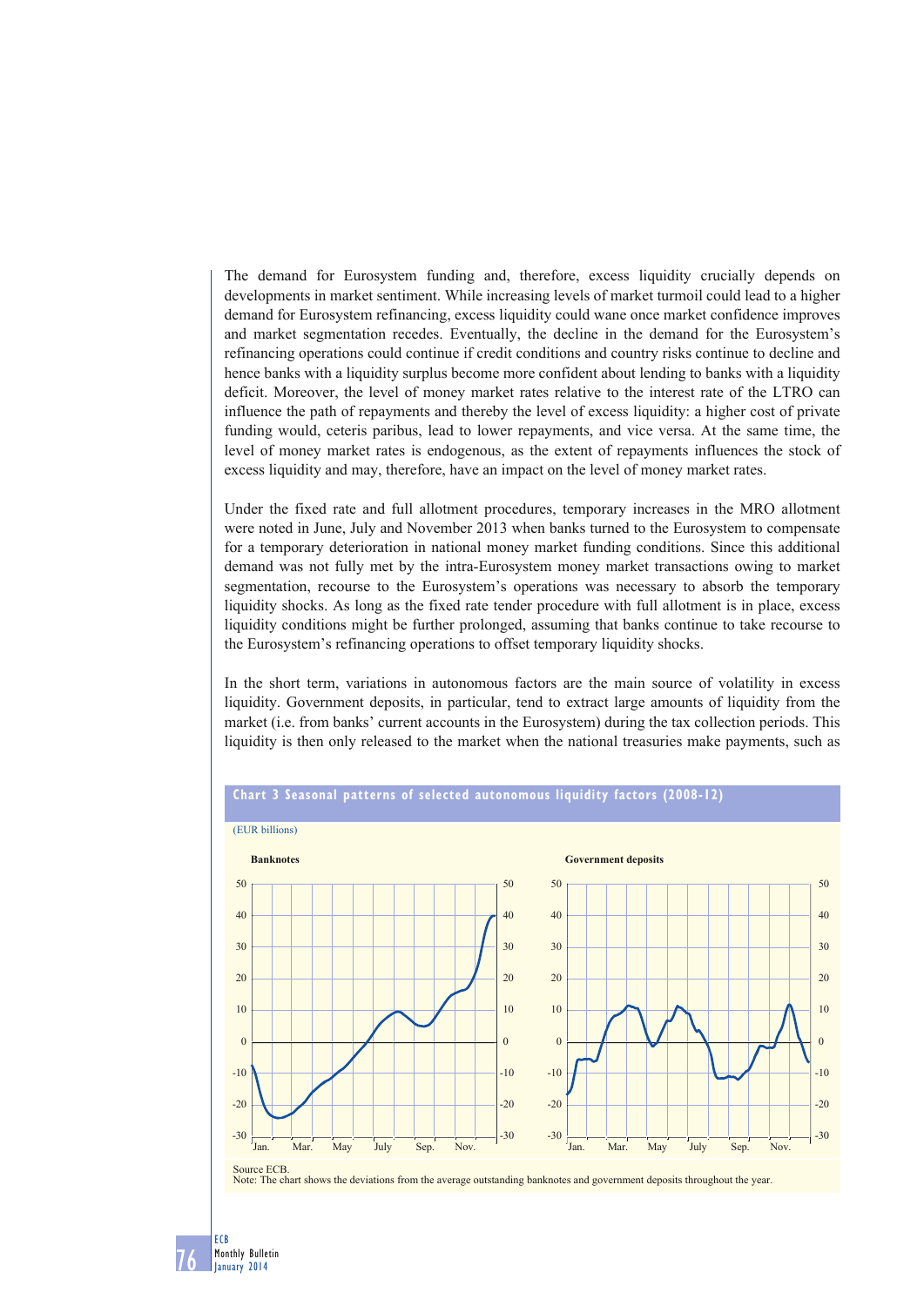The demand for Eurosystem funding and, therefore, excess liquidity crucially depends on developments in market sentiment. While increasing levels of market turmoil could lead to a higher demand for Eurosystem refinancing, excess liquidity could wane once market confidence improves and market segmentation recedes. Eventually, the decline in the demand for the Eurosystem's refinancing operations could continue if credit conditions and country risks continue to decline and hence banks with a liquidity surplus become more confident about lending to banks with a liquidity deficit. Moreover, the level of money market rates relative to the interest rate of the LTRO can influence the path of repayments and thereby the level of excess liquidity: a higher cost of private funding would, ceteris paribus, lead to lower repayments, and vice versa. At the same time, the level of money market rates is endogenous, as the extent of repayments influences the stock of excess liquidity and may, therefore, have an impact on the level of money market rates.

Under the fixed rate and full allotment procedures, temporary increases in the MRO allotment were noted in June, July and November 2013 when banks turned to the Eurosystem to compensate for a temporary deterioration in national money market funding conditions. Since this additional demand was not fully met by the intra-Eurosystem money market transactions owing to market segmentation, recourse to the Eurosystem's operations was necessary to absorb the temporary liquidity shocks. As long as the fixed rate tender procedure with full allotment is in place, excess liquidity conditions might be further prolonged, assuming that banks continue to take recourse to the Eurosystem's refinancing operations to offset temporary liquidity shocks.

In the short term, variations in autonomous factors are the main source of volatility in excess liquidity. Government deposits, in particular, tend to extract large amounts of liquidity from the market (i.e. from banks' current accounts in the Eurosystem) during the tax collection periods. This liquidity is then only released to the market when the national treasuries make payments, such as

**Chart 3 Seasonal patterns of selected autonomous liquidity factors (2008-12)**

(EUR billions)

Source ECB.
Note: The chart shows the deviations from the average outstanding banknotes and government deposits throughout the year.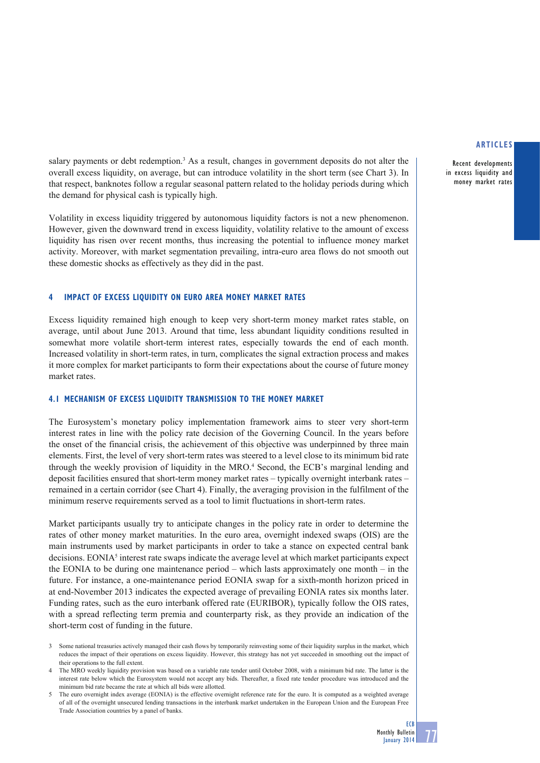salary payments or debt redemption.[3] As a result, changes in government deposits do not alter the overall excess liquidity, on average, but can introduce volatility in the short term (see Chart 3). In that respect, banknotes follow a regular seasonal pattern related to the holiday periods during which the demand for physical cash is typically high.

Volatility in excess liquidity triggered by autonomous liquidity factors is not a new phenomenon. However, given the downward trend in excess liquidity, volatility relative to the amount of excess liquidity has risen over recent months, thus increasing the potential to influence money market activity. Moreover, with market segmentation prevailing, intra-euro area flows do not smooth out these domestic shocks as effectively as they did in the past.

## 4 IMPACT OF EXCESS LIQUIDITY ON EURO AREA MONEY MARKET RATES

Excess liquidity remained high enough to keep very short-term money market rates stable, on average, until about June 2013. Around that time, less abundant liquidity conditions resulted in somewhat more volatile short-term interest rates, especially towards the end of each month. Increased volatility in short-term rates, in turn, complicates the signal extraction process and makes it more complex for market participants to form their expectations about the course of future money market rates.

### 4.1 MECHANISM OF EXCESS LIQUIDITY TRANSMISSION TO THE MONEY MARKET

The Eurosystem's monetary policy implementation framework aims to steer very short-term interest rates in line with the policy rate decision of the Governing Council. In the years before the onset of the financial crisis, the achievement of this objective was underpinned by three main elements. First, the level of very short-term rates was steered to a level close to its minimum bid rate through the weekly provision of liquidity in the MRO.[4] Second, the ECB's marginal lending and deposit facilities ensured that short-term money market rates – typically overnight interbank rates – remained in a certain corridor (see Chart 4). Finally, the averaging provision in the fulfilment of the minimum reserve requirements served as a tool to limit fluctuations in short-term rates.

Market participants usually try to anticipate changes in the policy rate in order to determine the rates of other money market maturities. In the euro area, overnight indexed swaps (OIS) are the main instruments used by market participants in order to take a stance on expected central bank decisions. EONIA[5] interest rate swaps indicate the average level at which market participants expect the EONIA to be during one maintenance period – which lasts approximately one month – in the future. For instance, a one-maintenance period EONIA swap for a sixth-month horizon priced in at end-November 2013 indicates the expected average of prevailing EONIA rates six months later. Funding rates, such as the euro interbank offered rate (EURIBOR), typically follow the OIS rates, with a spread reflecting term premia and counterparty risk, as they provide an indication of the short-term cost of funding in the future.

3 Some national treasuries actively managed their cash flows by temporarily reinvesting some of their liquidity surplus in the market, which reduces the impact of their operations on excess liquidity. However, this strategy has not yet succeeded in smoothing out the impact of their operations to the full extent.

4 The MRO weekly liquidity provision was based on a variable rate tender until October 2008, with a minimum bid rate. The latter is the interest rate below which the Eurosystem would not accept any bids. Thereafter, a fixed rate tender procedure was introduced and the minimum bid rate became the rate at which all bids were allotted.

5 The euro overnight index average (EONIA) is the effective overnight reference rate for the euro. It is computed as a weighted average of all of the overnight unsecured lending transactions in the interbank market undertaken in the European Union and the European Free Trade Association countries by a panel of banks.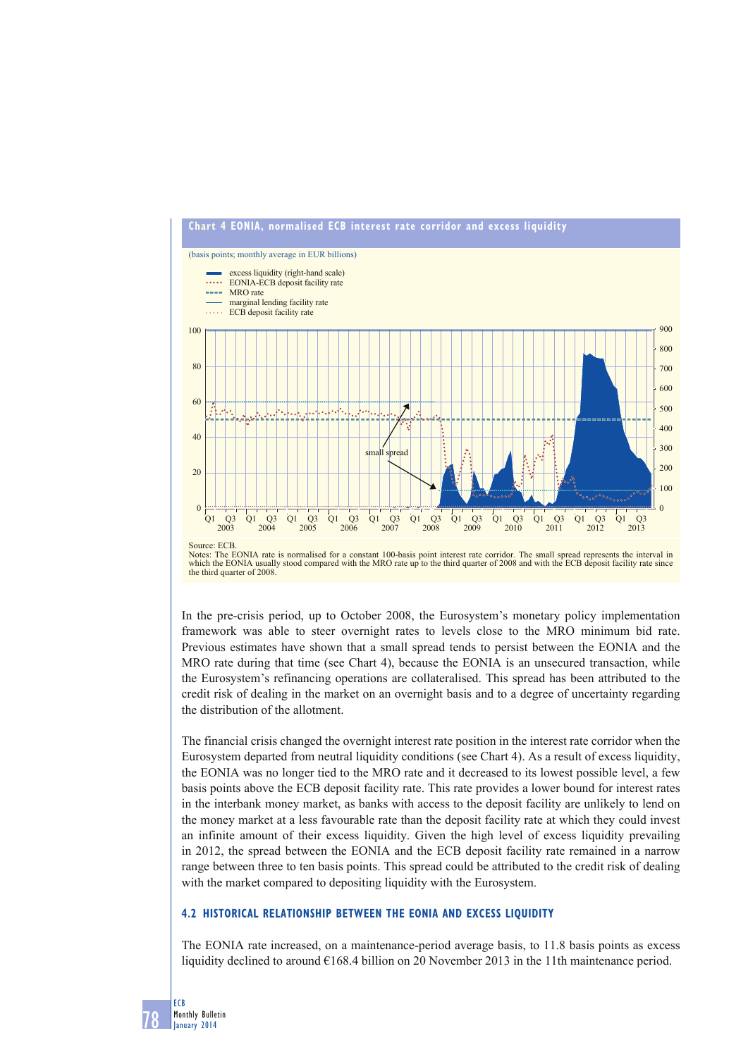**Chart 4 EONIA, normalised ECB interest rate corridor and excess liquidity**

(basis points; monthly average in EUR billions)

- excess liquidity (right-hand scale)
- EONIA-ECB deposit facility rate
- MRO rate
- marginal lending facility rate
- ECB deposit facility rate

Source: ECB.
Notes: The EONIA rate is normalised for a constant 100-basis point interest rate corridor. The small spread represents the interval in which the EONIA usually stood compared with the MRO rate up to the third quarter of 2008 and with the ECB deposit facility rate since the third quarter of 2008.

In the pre-crisis period, up to October 2008, the Eurosystem's monetary policy implementation framework was able to steer overnight rates to levels close to the MRO minimum bid rate. Previous estimates have shown that a small spread tends to persist between the EONIA and the MRO rate during that time (see Chart 4), because the EONIA is an unsecured transaction, while the Eurosystem's refinancing operations are collateralised. This spread has been attributed to the credit risk of dealing in the market on an overnight basis and to a degree of uncertainty regarding the distribution of the allotment.

The financial crisis changed the overnight interest rate position in the interest rate corridor when the Eurosystem departed from neutral liquidity conditions (see Chart 4). As a result of excess liquidity, the EONIA was no longer tied to the MRO rate and it decreased to its lowest possible level, a few basis points above the ECB deposit facility rate. This rate provides a lower bound for interest rates in the interbank money market, as banks with access to the deposit facility are unlikely to lend on the money market at a less favourable rate than the deposit facility rate at which they could invest an infinite amount of their excess liquidity. Given the high level of excess liquidity prevailing in 2012, the spread between the EONIA and the ECB deposit facility rate remained in a narrow range between three to ten basis points. This spread could be attributed to the credit risk of dealing with the market compared to depositing liquidity with the Eurosystem.

### 4.2 HISTORICAL RELATIONSHIP BETWEEN THE EONIA AND EXCESS LIQUIDITY

The EONIA rate increased, on a maintenance-period average basis, to 11.8 basis points as excess liquidity declined to around €168.4 billion on 20 November 2013 in the 11th maintenance period.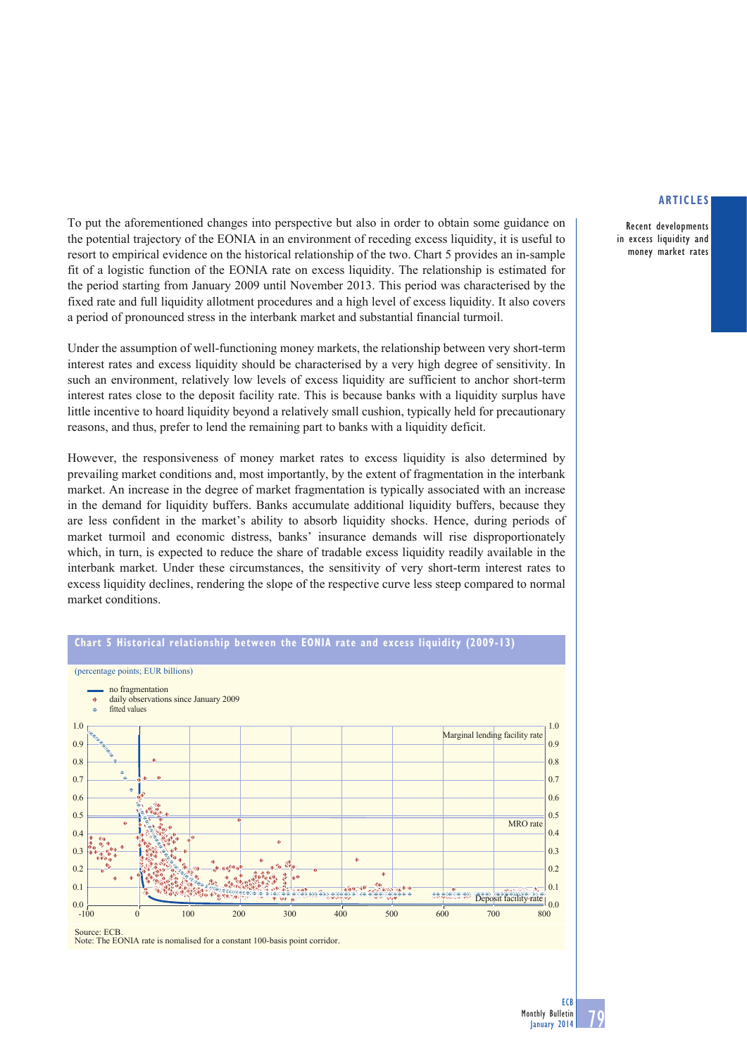To put the aforementioned changes into perspective but also in order to obtain some guidance on the potential trajectory of the EONIA in an environment of receding excess liquidity, it is useful to resort to empirical evidence on the historical relationship of the two. Chart 5 provides an in-sample fit of a logistic function of the EONIA rate on excess liquidity. The relationship is estimated for the period starting from January 2009 until November 2013. This period was characterised by the fixed rate and full liquidity allotment procedures and a high level of excess liquidity. It also covers a period of pronounced stress in the interbank market and substantial financial turmoil.

Under the assumption of well-functioning money markets, the relationship between very short-term interest rates and excess liquidity should be characterised by a very high degree of sensitivity. In such an environment, relatively low levels of excess liquidity are sufficient to anchor short-term interest rates close to the deposit facility rate. This is because banks with a liquidity surplus have little incentive to hoard liquidity beyond a relatively small cushion, typically held for precautionary reasons, and thus, prefer to lend the remaining part to banks with a liquidity deficit.

However, the responsiveness of money market rates to excess liquidity is also determined by prevailing market conditions and, most importantly, by the extent of fragmentation in the interbank market. An increase in the degree of market fragmentation is typically associated with an increase in the demand for liquidity buffers. Banks accumulate additional liquidity buffers, because they are less confident in the market's ability to absorb liquidity shocks. Hence, during periods of market turmoil and economic distress, banks' insurance demands will rise disproportionately which, in turn, is expected to reduce the share of tradable excess liquidity readily available in the interbank market. Under these circumstances, the sensitivity of very short-term interest rates to excess liquidity declines, rendering the slope of the respective curve less steep compared to normal market conditions.

**Chart 5 Historical relationship between the EONIA rate and excess liquidity (2009-13)**

(percentage points; EUR billions)

- no fragmentation
- daily observations since January 2009
- fitted values

Source: ECB.
Note: The EONIA rate is normalised for a constant 100-basis point corridor.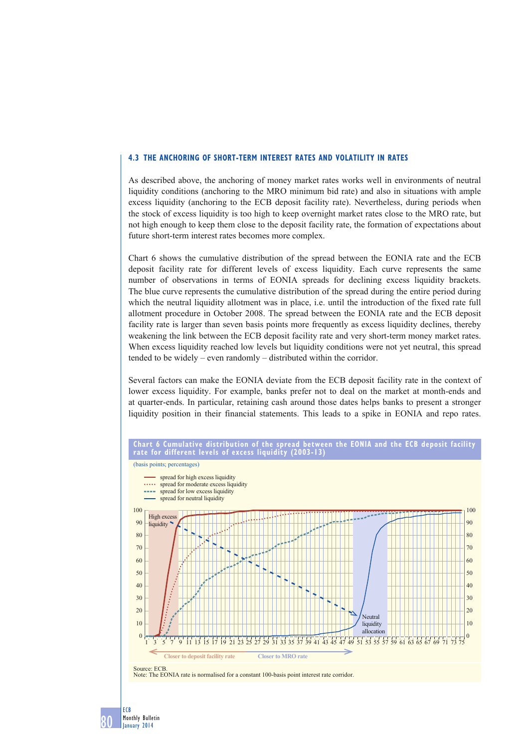### 4.3 THE ANCHORING OF SHORT-TERM INTEREST RATES AND VOLATILITY IN RATES

As described above, the anchoring of money market rates works well in environments of neutral liquidity conditions (anchoring to the MRO minimum bid rate) and also in situations with ample excess liquidity (anchoring to the ECB deposit facility rate). Nevertheless, during periods when the stock of excess liquidity is too high to keep overnight market rates close to the MRO rate, but not high enough to keep them close to the deposit facility rate, the formation of expectations about future short-term interest rates becomes more complex.

Chart 6 shows the cumulative distribution of the spread between the EONIA rate and the ECB deposit facility rate for different levels of excess liquidity. Each curve represents the same number of observations in terms of EONIA spreads for declining excess liquidity brackets. The blue curve represents the cumulative distribution of the spread during the entire period during which the neutral liquidity allotment was in place, i.e. until the introduction of the fixed rate full allotment procedure in October 2008. The spread between the EONIA rate and the ECB deposit facility rate is larger than seven basis points more frequently as excess liquidity declines, thereby weakening the link between the ECB deposit facility rate and very short-term money market rates. When excess liquidity reached low levels but liquidity conditions were not yet neutral, this spread tended to be widely – even randomly – distributed within the corridor.

Several factors can make the EONIA deviate from the ECB deposit facility rate in the context of lower excess liquidity. For example, banks prefer not to deal on the market at month-ends and at quarter-ends. In particular, retaining cash around those dates helps banks to present a stronger liquidity position in their financial statements. This leads to a spike in EONIA and repo rates.

**Chart 6 Cumulative distribution of the spread between the EONIA and the ECB deposit facility rate for different levels of excess liquidity (2003-13)**

(basis points; percentages)

Source: ECB.
Note: The EONIA rate is normalised for a constant 100-basis point interest rate corridor.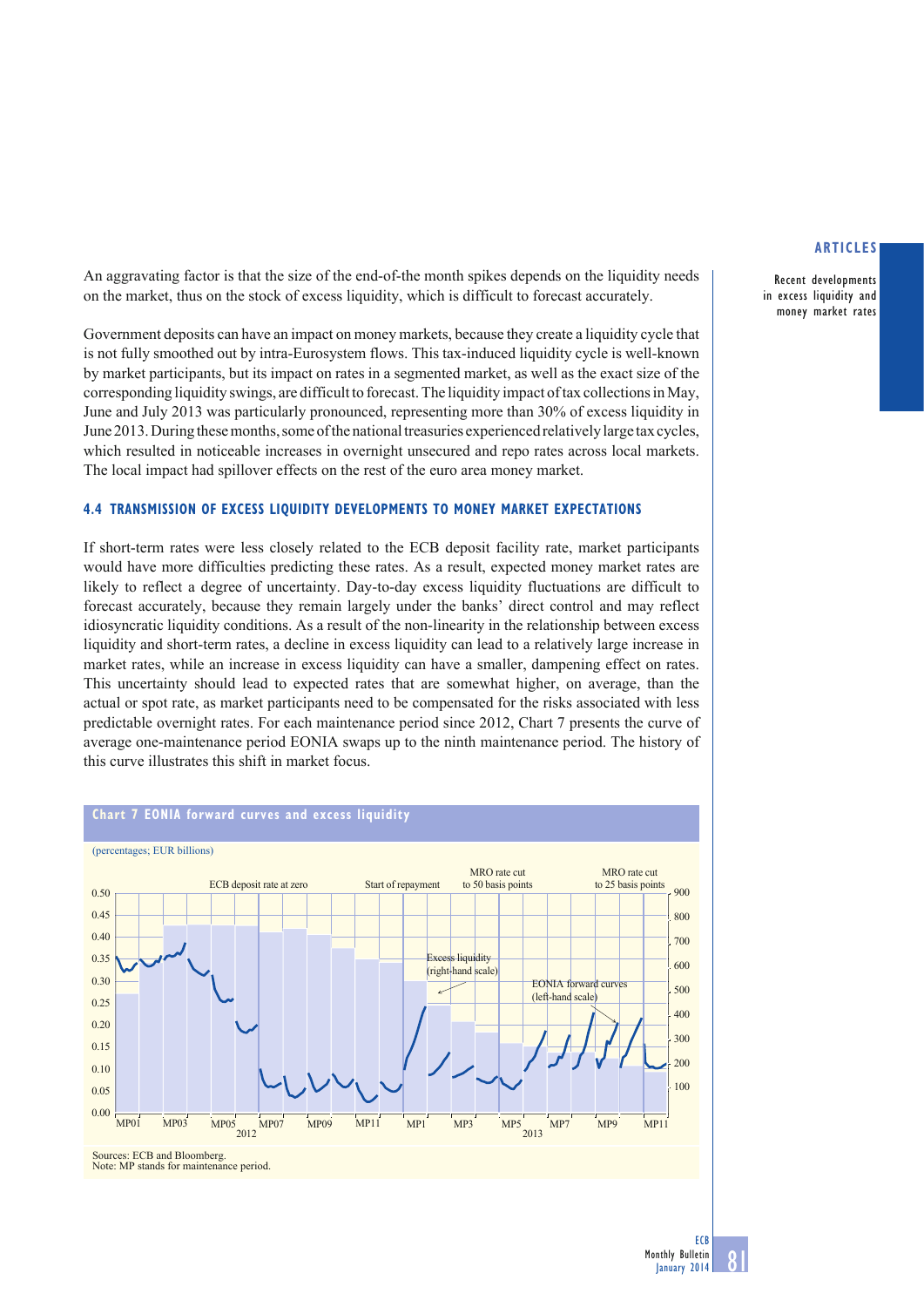An aggravating factor is that the size of the end-of-the month spikes depends on the liquidity needs on the market, thus on the stock of excess liquidity, which is difficult to forecast accurately.

Government deposits can have an impact on money markets, because they create a liquidity cycle that is not fully smoothed out by intra-Eurosystem flows. This tax-induced liquidity cycle is well-known by market participants, but its impact on rates in a segmented market, as well as the exact size of the corresponding liquidity swings, are difficult to forecast. The liquidity impact of tax collections in May, June and July 2013 was particularly pronounced, representing more than 30% of excess liquidity in June 2013. During these months, some of the national treasuries experienced relatively large tax cycles, which resulted in noticeable increases in overnight unsecured and repo rates across local markets. The local impact had spillover effects on the rest of the euro area money market.

### 4.4 TRANSMISSION OF EXCESS LIQUIDITY DEVELOPMENTS TO MONEY MARKET EXPECTATIONS

If short-term rates were less closely related to the ECB deposit facility rate, market participants would have more difficulties predicting these rates. As a result, expected money market rates are likely to reflect a degree of uncertainty. Day-to-day excess liquidity fluctuations are difficult to forecast accurately, because they remain largely under the banks' direct control and may reflect idiosyncratic liquidity conditions. As a result of the non-linearity in the relationship between excess liquidity and short-term rates, a decline in excess liquidity can lead to a relatively large increase in market rates, while an increase in excess liquidity can have a smaller, dampening effect on rates. This uncertainty should lead to expected rates that are somewhat higher, on average, than the actual or spot rate, as market participants need to be compensated for the risks associated with less predictable overnight rates. For each maintenance period since 2012, Chart 7 presents the curve of average one-maintenance period EONIA swaps up to the ninth maintenance period. The history of this curve illustrates this shift in market focus.

**Chart 7 EONIA forward curves and excess liquidity**

(percentages; EUR billions)

Sources: ECB and Bloomberg.
Note: MP stands for maintenance period.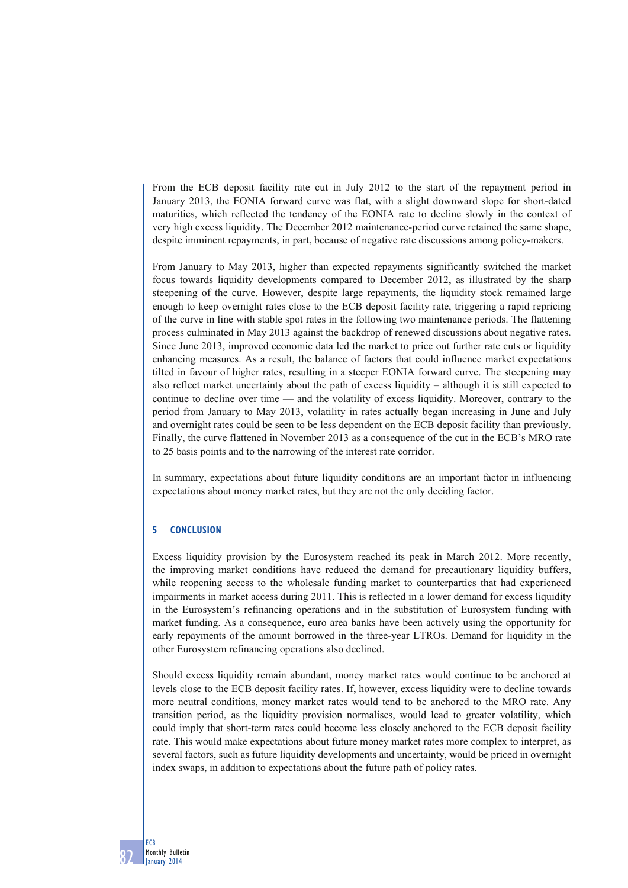From the ECB deposit facility rate cut in July 2012 to the start of the repayment period in January 2013, the EONIA forward curve was flat, with a slight downward slope for short-dated maturities, which reflected the tendency of the EONIA rate to decline slowly in the context of very high excess liquidity. The December 2012 maintenance-period curve retained the same shape, despite imminent repayments, in part, because of negative rate discussions among policy-makers.

From January to May 2013, higher than expected repayments significantly switched the market focus towards liquidity developments compared to December 2012, as illustrated by the sharp steepening of the curve. However, despite large repayments, the liquidity stock remained large enough to keep overnight rates close to the ECB deposit facility rate, triggering a rapid repricing of the curve in line with stable spot rates in the following two maintenance periods. The flattening process culminated in May 2013 against the backdrop of renewed discussions about negative rates. Since June 2013, improved economic data led the market to price out further rate cuts or liquidity enhancing measures. As a result, the balance of factors that could influence market expectations tilted in favour of higher rates, resulting in a steeper EONIA forward curve. The steepening may also reflect market uncertainty about the path of excess liquidity – although it is still expected to continue to decline over time — and the volatility of excess liquidity. Moreover, contrary to the period from January to May 2013, volatility in rates actually began increasing in June and July and overnight rates could be seen to be less dependent on the ECB deposit facility than previously. Finally, the curve flattened in November 2013 as a consequence of the cut in the ECB's MRO rate to 25 basis points and to the narrowing of the interest rate corridor.

In summary, expectations about future liquidity conditions are an important factor in influencing expectations about money market rates, but they are not the only deciding factor.

## 5 CONCLUSION

Excess liquidity provision by the Eurosystem reached its peak in March 2012. More recently, the improving market conditions have reduced the demand for precautionary liquidity buffers, while reopening access to the wholesale funding market to counterparties that had experienced impairments in market access during 2011. This is reflected in a lower demand for excess liquidity in the Eurosystem's refinancing operations and in the substitution of Eurosystem funding with market funding. As a consequence, euro area banks have been actively using the opportunity for early repayments of the amount borrowed in the three-year LTROs. Demand for liquidity in the other Eurosystem refinancing operations also declined.

Should excess liquidity remain abundant, money market rates would continue to be anchored at levels close to the ECB deposit facility rates. If, however, excess liquidity were to decline towards more neutral conditions, money market rates would tend to be anchored to the MRO rate. Any transition period, as the liquidity provision normalises, would lead to greater volatility, which could imply that short-term rates could become less closely anchored to the ECB deposit facility rate. This would make expectations about future money market rates more complex to interpret, as several factors, such as future liquidity developments and uncertainty, would be priced in overnight index swaps, in addition to expectations about the future path of policy rates.